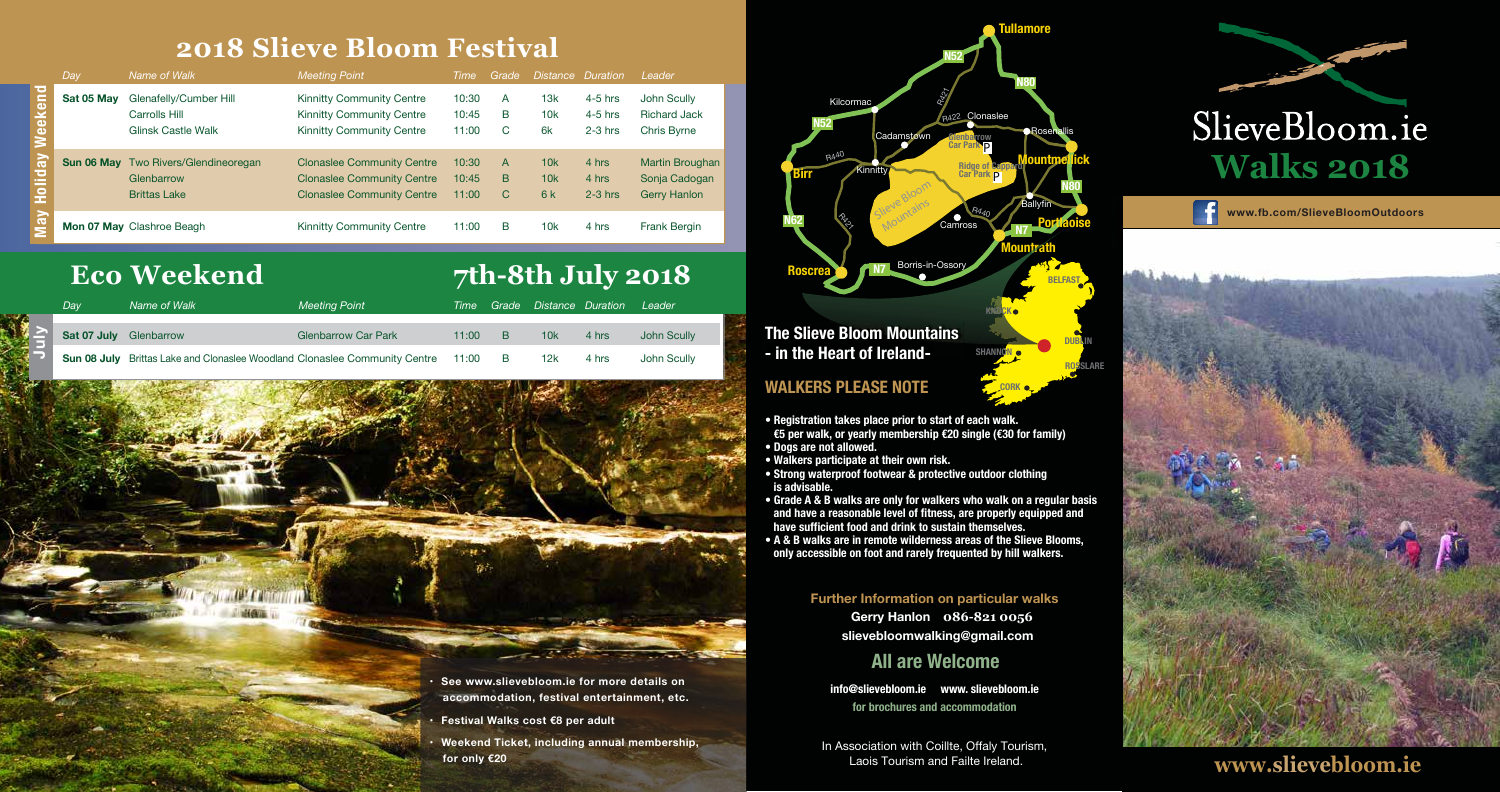# 2018 Slieve Bloom Festival

**May Holiday Weekend**

| Day | Name of Walk | Meeting Point | Time | Grade | Distance | Duration | Leader |
|---|---|---|---|---|---|---|---|
| **Sat 05 May** | Glenafelly/Cumber Hill | Kinnitty Community Centre | 10:30 | A | 13k | 4-5 hrs | John Scully |
| | Carrolls Hill | Kinnitty Community Centre | 10:45 | B | 10k | 4-5 hrs | Richard Jack |
| | Glinsk Castle Walk | Kinnitty Community Centre | 11:00 | C | 6k | 2-3 hrs | Chris Byrne |
| **Sun 06 May** | Two Rivers/Glendineoregan | Clonaslee Community Centre | 10:30 | A | 10k | 4 hrs | Martin Broughan |
| | Glenbarrow | Clonaslee Community Centre | 10:45 | B | 10k | 4 hrs | Sonja Cadogan |
| | Brittas Lake | Clonaslee Community Centre | 11:00 | C | 6 k | 2-3 hrs | Gerry Hanlon |
| **Mon 07 May** | Clashroe Beagh | Kinnitty Community Centre | 11:00 | B | 10k | 4 hrs | Frank Bergin |

# Eco Weekend

## 7th-8th July 2018

**July**

| Day | Name of Walk | Meeting Point | Time | Grade | Distance | Duration | Leader |
|---|---|---|---|---|---|---|---|
| **Sat 07 July** | Glenbarrow | Glenbarrow Car Park | 11:00 | B | 10k | 4 hrs | John Scully |
| **Sun 08 July** | Brittas Lake and Clonaslee Woodland | Clonaslee Community Centre | 11:00 | B | 12k | 4 hrs | John Scully |

- **See www.slievebloom.ie for more details on accommodation, festival entertainment, etc.**
- **Festival Walks cost €8 per adult**
- **Weekend Ticket, including annual membership, for only €20**

Tullamore, N52, N80, R421, Kilcormac, R422, Clonaslee, N52, Cadamstown, Glenbarrow Car Park, Rosenallis, R440, Kinnitty, Ridge of Capard Car Park, Mountmellick, Birr, Slieve Bloom Mountains, N80, R421, R440, Ballyfin, N62, Camross, N7, Portlaoise, Mountrath, Roscrea, N7, Borris-in-Ossory, Belfast, Knock, Dublin, Shannon, Rosslare, Cork

## The Slieve Bloom Mountains - in the Heart of Ireland-

## WALKERS PLEASE NOTE

- **Registration takes place prior to start of each walk. €5 per walk, or yearly membership €20 single (€30 for family)**
- **Dogs are not allowed.**
- **Walkers participate at their own risk.**
- **Strong waterproof footwear & protective outdoor clothing is advisable.**
- **Grade A & B walks are only for walkers who walk on a regular basis and have a reasonable level of fitness, are properly equipped and have sufficient food and drink to sustain themselves.**
- **A & B walks are in remote wilderness areas of the Slieve Blooms, only accessible on foot and rarely frequented by hill walkers.**

**Further Information on particular walks**
**Gerry Hanlon 086-821 0056**
**slievebloomwalking@gmail.com**

## All are Welcome

**info@slievebloom.ie www. slievebloom.ie**
**for brochures and accommodation**

In Association with Coillte, Offaly Tourism, Laois Tourism and Failte Ireland.

# SlieveBloom.ie
# Walks 2018

**www.fb.com/SlieveBloomOutdoors**

**www.slievebloom.ie**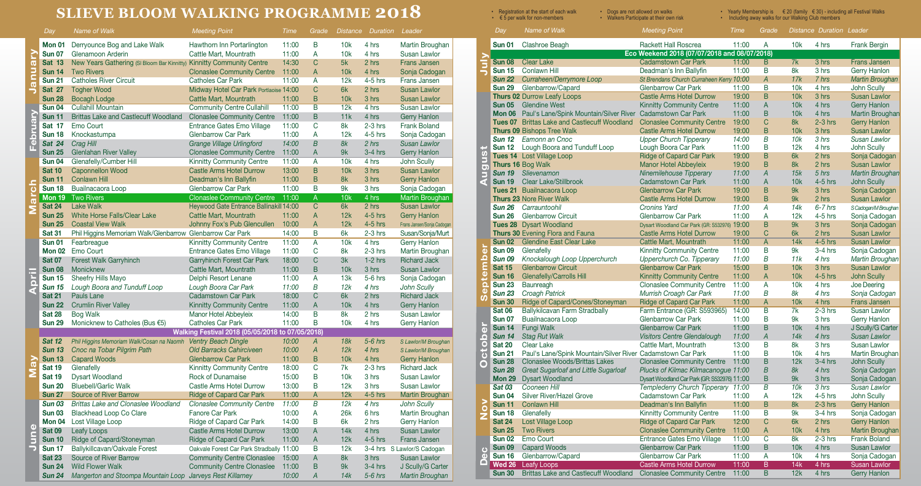# SLIEVE BLOOM WALKING PROGRAMME 2018

- Registration at the start of each walk
- € 5 per walk for non-members
- Dogs are not allowed on walks
- Walkers Participate at their own risk
- Yearly Membership is € 20 (family € 30) - including all Festival Walks
- Including away walks for our Walking Club members

| Month | Day | Name of Walk | Meeting Point | Time | Grade | Distance | Duration | Leader |
|---|---|---|---|---|---|---|---|---|
| January | Mon 01 | Derryounce Bog and Lake Walk | Hawthorn Inn Portarlington | 11:00 | B | 10k | 4 hrs | Martin Broughan |
| | Sun 07 | Glenamoon Arderin | Cattle Mart, Mountrath | 11:00 | A | 10k | 4 hrs | Susan Lawlor |
| | Sat 13 | New Years Gathering (SI Bloom Bar Kinnitty) | Kinnitty Community Centre | 14:30 | C | 5k | 2 hrs | Frans Jansen |
| | Sun 14 | Two Rivers | Clonaslee Community Centre | 11:00 | A | 10k | 4 hrs | Sonja Cadogan |
| | Sun 21 | Catholes River Circuit | Catholes Car Park | 11:00 | A | 12k | 4-5 hrs | Frans Jansen |
| | Sat 27 | Togher Wood | Midway Hotel Car Park Portlaoise | 14:00 | C | 6k | 2 hrs | Susan Lawlor |
| | Sun 28 | Bocagh Lodge | Cattle Mart, Mountrath | 11:00 | B | 10k | 3 hrs | Susan Lawlor |
| February | Sun 04 | Cullahill Mountain | Community Centre Cullahill | 11:00 | B | 12k | 4 hrs | Susan Lawlor |
| | Sun 11 | Brittas Lake and Castlecuff Woodland | Clonaslee Community Centre | 11:00 | B | 11k | 4 hrs | Gerry Hanlon |
| | Sat 17 | Emo Court | Entrance Gates Emo Village | 11:00 | C | 8k | 2-3 hrs | Frank Boland |
| | Sun 18 | Knockastumpa | Glenbarrow Car Park | 11:00 | A | 12k | 4-5 hrs | Sonja Cadogan |
| | *Sat 24* | *Crag Hill* | *Grange Village Urlingford* | *14:00* | *B* | *8k* | *2 hrs* | *Susan Lawlor* |
| | Sun 25 | Glenlahan River Valley | Clonaslee Community Centre | 11:00 | A | 9k | 3-4 hrs | Gerry Hanlon |
| March | Sun 04 | Glenafelly/Cumber Hill | Kinnitty Community Centre | 11:00 | A | 10k | 4 hrs | John Scully |
| | Sat 10 | Caponnellon Wood | Castle Arms Hotel Durrow | 13:00 | B | 10k | 3 hrs | Susan Lawlor |
| | Sun 11 | Conlawn Hill | Deadman's Inn Ballyfin | 11:00 | B | 8k | 3 hrs | Gerry Hanlon |
| | Sun 18 | Buailnacaora Loop | Glenbarrow Car Park | 11:00 | B | 9k | 3 hrs | Sonja Cadogan |
| | Mon 19 | Two Rivers | Clonaslee Community Centre | 11:00 | A | 10k | 4 hrs | Martin Broughan |
| | Sat 24 | Lake Walk | Heywood Gate Entrance Ballinakill | 14:00 | C | 6k | 2 hrs | Susan Lawlor |
| | Sun 25 | White Horse Falls/Clear Lake | Cattle Mart, Mountrath | 11:00 | A | 12k | 4-5 hrs | Gerry Hanlon |
| | Sun 25 | Coastal View Walk | Johnny Fox's Pub Glencullen | 10:00 | A | 12k | 4-5 hrs | Frans Jansen/Sonja Cadogan |
| | Sat 31 | Phil Higgins Memoriam Walk/Glenbarrow | Glenbarrow Car Park | 14:00 | B | 6k | 2-3 hrs | Susan/Sonja/Murt |
| April | Sun 01 | Fearbreague | Kinnitty Community Centre | 11:00 | A | 10k | 4 hrs | Gerry Hanlon |
| | Mon 02 | Emo Court | Entrance Gates Emo Village | 11:00 | C | 8k | 2-3 hrs | Martin Broughan |
| | Sat 07 | Forest Walk Garryhinch | Garryhinch Forest Car Park | 18:00 | C | 3k | 1-2 hrs | Richard Jack |
| | Sun 08 | Monicknew | Cattle Mart, Mountrath | 11:00 | B | 10k | 3 hrs | Susan Lawlor |
| | Sun 15 | Sheefry Hills Mayo | Delphi Resort Lenane | 11:00 | A | 13k | 5-6 hrs | Sonja Cadogan |
| | *Sun 15* | *Lough Boora and Tunduff Loop* | *Lough Boora Car Park* | *11:00* | *B* | *12k* | *4 hrs* | *John Scully* |
| | Sat 21 | Pauls Lane | Cadamstown Car Park | 18:00 | C | 6k | 2 hrs | Richard Jack |
| | Sun 22 | Crumlin River Valley | Kinnitty Community Centre | 11:00 | A | 10k | 4 hrs | Gerry Hanlon |
| | Sat 28 | Bog Walk | Manor Hotel Abbeyleix | 14:00 | B | 8k | 2 hrs | Susan Lawlor |
| | Sun 29 | Monicknew to Catholes (Bus €5) | Catholes Car Park | 11:00 | B | 10k | 4 hrs | Gerry Hanlon |
| | | **Walking Festival 2018 (05/05/2018 to 07/05/2018)** | | | | | | |
| May | *Sat 12* | *Phil Higgins Memoriam Walk/Cosan na Naomh* | *Ventry Beach Dingle* | *10:00* | *A* | *18k* | *5-6 hrs* | *S Lawlor/M Broughan* |
| | *Sun 13* | *Cnoc na Tobar Pilgrim Path* | *Old Barracks Cahirciveen* | *10:00* | *A* | *12k* | *4 hrs* | *S Lawlor/M Broughan* |
| | Sun 13 | Capard Woods | Glenbarrow Car Park | 11:00 | B | 10k | 4 hrs | Gerry Hanlon |
| | Sat 19 | Glenafelly | Kinnitty Community Centre | 18:00 | C | 7k | 2-3 hrs | Richard Jack |
| | Sat 19 | Dysart Woodland | Rock of Dunamaise | 15:00 | B | 10k | 3 hrs | Susan Lawlor |
| | Sun 20 | Bluebell/Garlic Walk | Castle Arms Hotel Durrow | 13:00 | B | 12k | 3 hrs | Susan Lawlor |
| | Sun 27 | Source of River Barrow | Ridge of Capard Car Park | 11:00 | A | 12k | 4-5 hrs | Martin Broughan |
| June | *Sun 03* | *Brittas Lake and Clonaslee Woodland* | *Clonaslee Community Centre* | *11:00* | *B* | *12k* | *4 hrs* | *John Scully* |
| | Sun 03 | Blackhead Loop Co Clare | Fanore Car Park | 10:00 | A | 26k | 6 hrs | Martin Broughan |
| | Mon 04 | Lost Village Loop | Ridge of Capard Car Park | 14:00 | B | 6k | 2 hrs | Gerry Hanlon |
| | Sat 09 | Leafy Loops | Castle Arms Hotel Durrow | 13:00 | A | 14k | 4 hrs | Susan Lawlor |
| | Sun 10 | Ridge of Capard/Stoneyman | Ridge of Capard Car Park | 11:00 | A | 12k | 4-5 hrs | Frans Jansen |
| | Sun 17 | Ballykillcavan/Oakvale Forest | Oakvale Forest Car Park Stradbally | 11:00 | B | 12k | 3-4 hrs | S Lawlor/S Cadogan |
| | Sat 23 | Source of River Barrow | Community Centre Clonaslee | 15:00 | A | 8k | 3 hrs | Susan Lawlor |
| | Sun 24 | Wild Flower Walk | Community Centre Clonaslee | 11:00 | B | 9k | 3-4 hrs | J Scully/G Carter |
| | *Sun 24* | *Mangerton and Stoompa Mountain Loop* | *Jarveys Rest Killarney* | *10:00* | *A* | *14k* | *5-6 hrs* | *Martin Broughan* |
| July | Sun 01 | Clashroe Beagh | Rackett Hall Roscrea | 11:00 | A | 10k | 4 hrs | Frank Bergin |
| | | **Eco Weekend 2018 (07/07/2018 and 08/07/2018)** | | | | | | |
| | Sun 08 | Clear Lake | Cadamstown Car Park | 11:00 | B | 7k | 3 hrs | Frans Jansen |
| | Sun 15 | Conlawn Hill | Deadman's Inn Ballyfin | 11:00 | B | 8k | 3 hrs | Gerry Hanlon |
| | *Sun 22* | *Curraheen/Derrymore Loop* | *St Brendans Church Curraheen Kerry* | *10:00* | *A* | *17k* | *7 hrs* | *Martin Broughan* |
| | Sun 29 | Glenbarrow/Capard | Glenbarrow Car Park | 11:00 | B | 10k | 4 hrs | John Scully |
| August | Thurs 02 | Durrow Leafy Loops | Castle Arms Hotel Durrow | 19:00 | B | 10k | 3 hrs | Susan Lawlor |
| | Sun 05 | Glendine West | Kinnitty Community Centre | 11:00 | A | 10k | 4 hrs | Gerry Hanlon |
| | Mon 06 | Paul's Lane/Spink Mountain/Silver River | Cadamstown Car Park | 11:00 | B | 10k | 4 hrs | Martin Broughan |
| | Tues 07 | Brittas Lake and Castlecuff Woodland | Clonaslee Community Centre | 19:00 | C | 8k | 2-3 hrs | Gerry Hanlon |
| | Thurs 09 | Bishops Tree Walk | Castle Arms Hotel Durrow | 19:00 | B | 10k | 3 hrs | Susan Lawlor |
| | *Sun 12* | *Eamonn an Cnoc* | *Upper Church Tipperary* | *14:00* | *B* | *10k* | *3 hrs* | *Susan Lawlor* |
| | Sun 12 | Lough Boora and Tunduff Loop | Lough Boora Car Park | 11:00 | B | 12k | 4 hrs | John Scully |
| | Tues 14 | Lost Village Loop | Ridge of Capard Car Park | 19:00 | B | 6k | 2 hrs | Sonja Cadogan |
| | Thurs 16 | Bog Walk | Manor Hotel Abbeyleix | 19:00 | B | 8k | 2 hrs | Susan Lawlor |
| | *Sun 19* | *Slievenamon* | *Ninemilehouse Tipperary* | *11:00* | *A* | *15k* | *5 hrs* | *Martin Broughan* |
| | Sun 19 | Clear Lake/Stillbrook | Cadamstown Car Park | 11:00 | A | 10k | 4-5 hrs | John Scully |
| | Tues 21 | Buailnacaora Loop | Glenbarrow Car Park | 19:00 | B | 9k | 3 hrs | Sonja Cadogan |
| | Thurs 23 | Nore River Walk | Castle Arms Hotel Durrow | 19:00 | B | 9k | 2 hrs | Susan Lawlor |
| | *Sun 26* | *Carrauntoohil* | *Cronins Yard* | *11:00* | *A* | *14k* | *6-7 hrs* | *S Cadogan/M Broughan* |
| | Sun 26 | Glenbarrow Circuit | Glenbarrow Car Park | 11:00 | A | 12k | 4-5 hrs | Sonja Cadogan |
| | Tues 28 | Dysart Woodland | Dysart Woodland Car Park (GR: S532976) | 19:00 | B | 9k | 3 hrs | Sonja Cadogan |
| | Thurs 30 | Evening Flora and Fauna | Castle Arms Hotel Durrow | 19:00 | C | 6k | 2 hrs | Susan Lawlor |
| September | Sun 02 | Glendine East Clear Lake | Cattle Mart, Mountrath | 11:00 | A | 14k | 4-5 hrs | Susan Lawlor |
| | Sun 09 | Glenafelly | Kinnitty Community Centre | 11:00 | B | 9k | 3-4 hrs | Sonja Cadogan |
| | *Sun 09* | *Knockalough Loop Upperchurch* | *Upperchurch Co. Tipperary* | *11:00* | *B* | *11k* | *4 hrs* | *Martin Broughan* |
| | Sat 15 | Glenbarrow Circuit | Glenbarrow Car Park | 15:00 | B | 10k | 3 hrs | Susan Lawlor |
| | Sun 16 | Glenafelly/Carrolls Hill | Kinnitty Community Centre | 11:00 | A | 10k | 4-5 hrs | John Scully |
| | Sun 23 | Baunreagh | Clonaslee Community Centre | 11:00 | A | 10k | 4 hrs | Joe Deering |
| | *Sun 23* | *Croagh Patrick* | *Murrish Croagh Car Park* | *11:00* | *B* | *8k* | *4 hrs* | *Sonja Cadogan* |
| | Sun 30 | Ridge of Capard/Cones/Stoneyman | Ridge of Capard Car Park | 11:00 | A | 10k | 4 hrs | Frans Jansen |
| October | Sat 06 | Ballykilcavan Farm Stradbally | Farm Entrance (GR: S593965) | 14:00 | B | 7k | 2-3 hrs | Susan Lawlor |
| | Sun 07 | Buailnacaora Loop | Glenbarrow Car Park | 11:00 | B | 9k | 3 hrs | Gerry Hanlon |
| | Sun 14 | Fungi Walk | Glenbarrow Car Park | 11:00 | B | 10k | 4 hrs | J Scully/G Carter |
| | *Sun 14* | *Stag Rut Walk* | *Visitors Centre Glendalough* | *11:00* | *A* | *14k* | *4 hrs* | *Susan Lawlor* |
| | Sat 20 | Clear Lake | Cattle Mart, Mountrath | 13:00 | B | 8k | 3 hrs | Susan Lawlor |
| | Sun 21 | Paul's Lane/Spink Mountain/Silver River | Cadamstown Car Park | 11:00 | B | 10k | 4 hrs | Martin Broughan |
| | Sun 28 | Clonaslee Woods/Brittas Lakes | Clonaslee Community Centre | 11:00 | B | 12k | 3-4 hrs | John Scully |
| | *Sun 28* | *Great Sugarloaf and Little Sugarloaf* | *Plucks of Kilmac Kilmacanogue* | *11:00* | *B* | *8k* | *4 hrs* | *Sonja Cadogan* |
| | Mon 29 | Dysart Woodland | Dysart Woodland Car Park (GR: S532976) | 11:00 | B | 9k | 3 hrs | Sonja Cadogan |
| Nov | *Sat 03* | *Cooneen Hill* | *Templederry Church Tipperary* | *11:00* | *B* | *10k* | *3 hrs* | *Susan Lawlor* |
| | Sun 04 | Silver River/Hazel Grove | Cadamstown Car Park | 11:00 | A | 12k | 4-5 hrs | John Scully |
| | Sun 11 | Conlawn Hill | Deadman's Inn Ballyfin | 11:00 | B | 8k | 2-3 hrs | Gerry Hanlon |
| | Sun 18 | Glenafelly | Kinnitty Community Centre | 11:00 | B | 9k | 3-4 hrs | Sonja Cadogan |
| | Sat 24 | Lost Village Loop | Ridge of Capard Car Park | 12:00 | C | 6k | 2 hrs | Gerry Hanlon |
| | Sun 25 | Two Rivers | Clonaslee Community Centre | 11:00 | A | 10k | 4 hrs | Martin Broughan |
| Dec | Sun 02 | Emo Court | Entrance Gates Emo Village | 11:00 | C | 8k | 2-3 hrs | Frank Boland |
| | Sun 09 | Capard Woods | Glenbarrow Car Park | 11:00 | B | 10k | 4 hrs | Susan Lawlor |
| | Sun 16 | Glenbarrow/Capard | Glenbarrow Car Park | 11:00 | A | 10k | 4 hrs | Sonja Cadogan |
| | Wed 26 | Leafy Loops | Castle Arms Hotel Durrow | 11:00 | B | 14k | 4 hrs | Susan Lawlor |
| | Sun 30 | Brittas Lake and Castlecuff Woodland | Clonaslee Community Centre | 11:00 | B | 12k | 4 hrs | Gerry Hanlon |